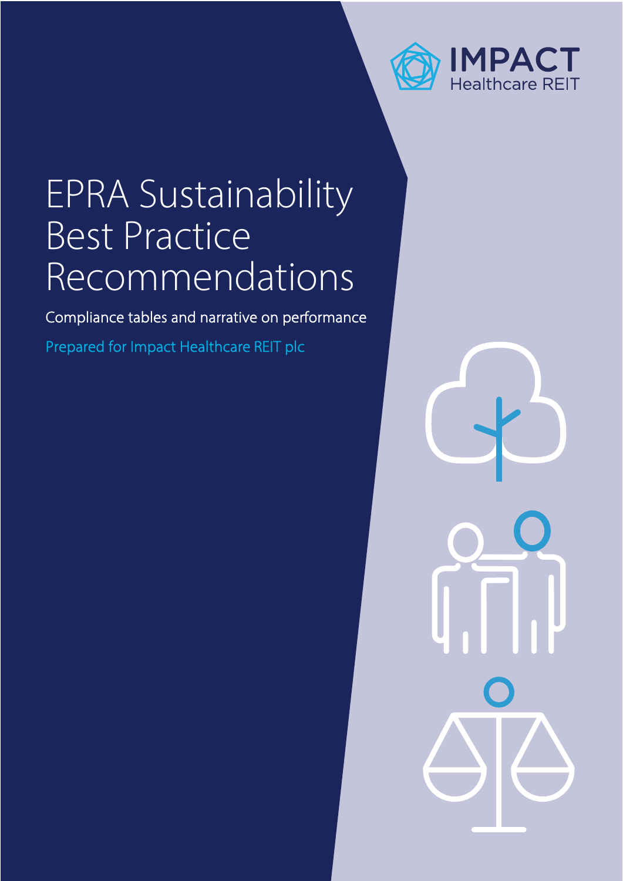IMPACT
Healthcare REIT

# EPRA Sustainability Best Practice Recommendations

Compliance tables and narrative on performance

Prepared for Impact Healthcare REIT plc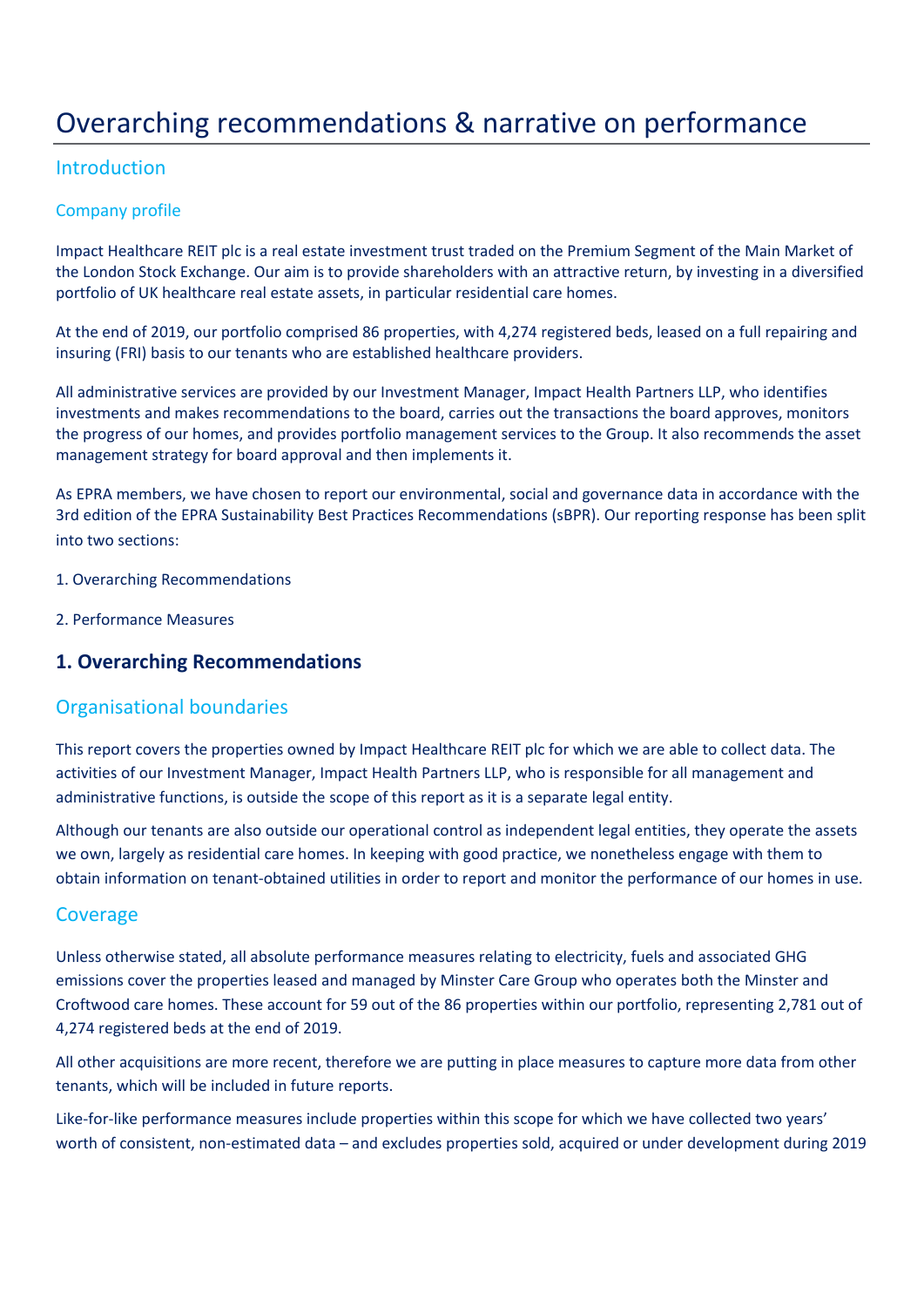# Overarching recommendations & narrative on performance

## Introduction

### Company profile

Impact Healthcare REIT plc is a real estate investment trust traded on the Premium Segment of the Main Market of the London Stock Exchange. Our aim is to provide shareholders with an attractive return, by investing in a diversified portfolio of UK healthcare real estate assets, in particular residential care homes.

At the end of 2019, our portfolio comprised 86 properties, with 4,274 registered beds, leased on a full repairing and insuring (FRI) basis to our tenants who are established healthcare providers.

All administrative services are provided by our Investment Manager, Impact Health Partners LLP, who identifies investments and makes recommendations to the board, carries out the transactions the board approves, monitors the progress of our homes, and provides portfolio management services to the Group. It also recommends the asset management strategy for board approval and then implements it.

As EPRA members, we have chosen to report our environmental, social and governance data in accordance with the 3rd edition of the EPRA Sustainability Best Practices Recommendations (sBPR). Our reporting response has been split into two sections:

1. Overarching Recommendations

2. Performance Measures

## 1. Overarching Recommendations

### Organisational boundaries

This report covers the properties owned by Impact Healthcare REIT plc for which we are able to collect data. The activities of our Investment Manager, Impact Health Partners LLP, who is responsible for all management and administrative functions, is outside the scope of this report as it is a separate legal entity.

Although our tenants are also outside our operational control as independent legal entities, they operate the assets we own, largely as residential care homes. In keeping with good practice, we nonetheless engage with them to obtain information on tenant-obtained utilities in order to report and monitor the performance of our homes in use.

### Coverage

Unless otherwise stated, all absolute performance measures relating to electricity, fuels and associated GHG emissions cover the properties leased and managed by Minster Care Group who operates both the Minster and Croftwood care homes. These account for 59 out of the 86 properties within our portfolio, representing 2,781 out of 4,274 registered beds at the end of 2019.

All other acquisitions are more recent, therefore we are putting in place measures to capture more data from other tenants, which will be included in future reports.

Like-for-like performance measures include properties within this scope for which we have collected two years' worth of consistent, non-estimated data – and excludes properties sold, acquired or under development during 2019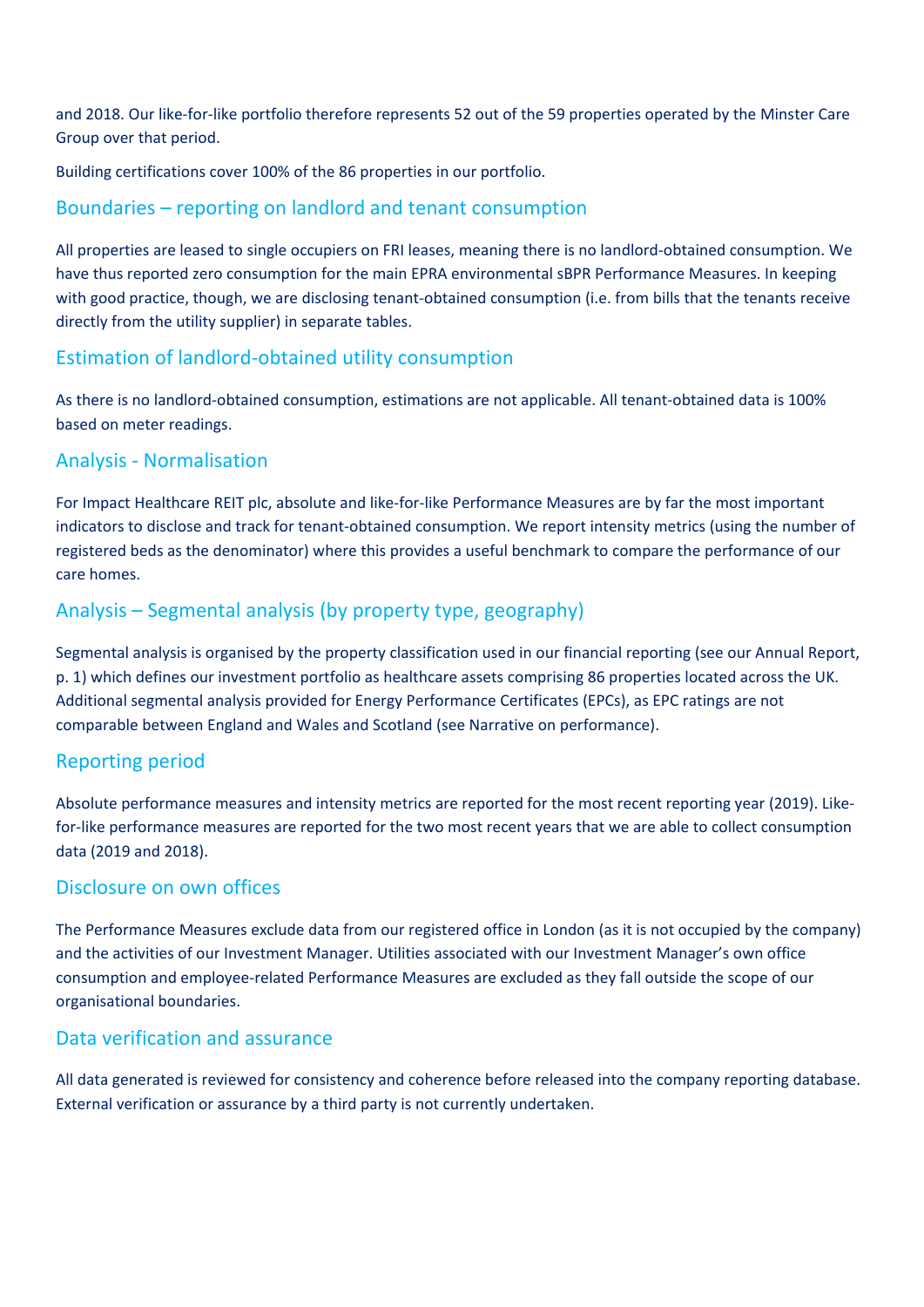and 2018. Our like-for-like portfolio therefore represents 52 out of the 59 properties operated by the Minster Care Group over that period.

Building certifications cover 100% of the 86 properties in our portfolio.

## Boundaries – reporting on landlord and tenant consumption

All properties are leased to single occupiers on FRI leases, meaning there is no landlord-obtained consumption. We have thus reported zero consumption for the main EPRA environmental sBPR Performance Measures. In keeping with good practice, though, we are disclosing tenant-obtained consumption (i.e. from bills that the tenants receive directly from the utility supplier) in separate tables.

## Estimation of landlord-obtained utility consumption

As there is no landlord-obtained consumption, estimations are not applicable. All tenant-obtained data is 100% based on meter readings.

## Analysis - Normalisation

For Impact Healthcare REIT plc, absolute and like-for-like Performance Measures are by far the most important indicators to disclose and track for tenant-obtained consumption. We report intensity metrics (using the number of registered beds as the denominator) where this provides a useful benchmark to compare the performance of our care homes.

## Analysis – Segmental analysis (by property type, geography)

Segmental analysis is organised by the property classification used in our financial reporting (see our Annual Report, p. 1) which defines our investment portfolio as healthcare assets comprising 86 properties located across the UK. Additional segmental analysis provided for Energy Performance Certificates (EPCs), as EPC ratings are not comparable between England and Wales and Scotland (see Narrative on performance).

## Reporting period

Absolute performance measures and intensity metrics are reported for the most recent reporting year (2019). Like-for-like performance measures are reported for the two most recent years that we are able to collect consumption data (2019 and 2018).

## Disclosure on own offices

The Performance Measures exclude data from our registered office in London (as it is not occupied by the company) and the activities of our Investment Manager. Utilities associated with our Investment Manager's own office consumption and employee-related Performance Measures are excluded as they fall outside the scope of our organisational boundaries.

## Data verification and assurance

All data generated is reviewed for consistency and coherence before released into the company reporting database. External verification or assurance by a third party is not currently undertaken.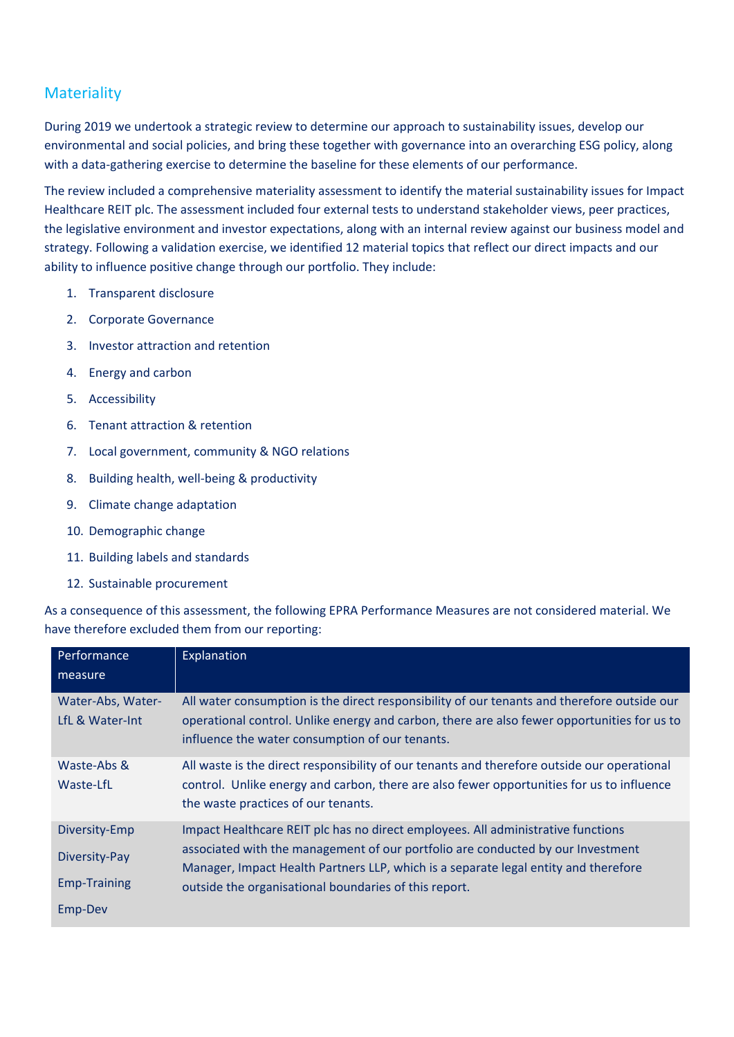## Materiality

During 2019 we undertook a strategic review to determine our approach to sustainability issues, develop our environmental and social policies, and bring these together with governance into an overarching ESG policy, along with a data-gathering exercise to determine the baseline for these elements of our performance.

The review included a comprehensive materiality assessment to identify the material sustainability issues for Impact Healthcare REIT plc. The assessment included four external tests to understand stakeholder views, peer practices, the legislative environment and investor expectations, along with an internal review against our business model and strategy. Following a validation exercise, we identified 12 material topics that reflect our direct impacts and our ability to influence positive change through our portfolio. They include:

1. Transparent disclosure
2. Corporate Governance
3. Investor attraction and retention
4. Energy and carbon
5. Accessibility
6. Tenant attraction & retention
7. Local government, community & NGO relations
8. Building health, well-being & productivity
9. Climate change adaptation
10. Demographic change
11. Building labels and standards
12. Sustainable procurement

As a consequence of this assessment, the following EPRA Performance Measures are not considered material. We have therefore excluded them from our reporting:

| Performance measure | Explanation |
|---|---|
| Water-Abs, Water-LfL & Water-Int | All water consumption is the direct responsibility of our tenants and therefore outside our operational control. Unlike energy and carbon, there are also fewer opportunities for us to influence the water consumption of our tenants. |
| Waste-Abs & Waste-LfL | All waste is the direct responsibility of our tenants and therefore outside our operational control. Unlike energy and carbon, there are also fewer opportunities for us to influence the waste practices of our tenants. |
| Diversity-Emp<br>Diversity-Pay<br>Emp-Training<br>Emp-Dev | Impact Healthcare REIT plc has no direct employees. All administrative functions associated with the management of our portfolio are conducted by our Investment Manager, Impact Health Partners LLP, which is a separate legal entity and therefore outside the organisational boundaries of this report. |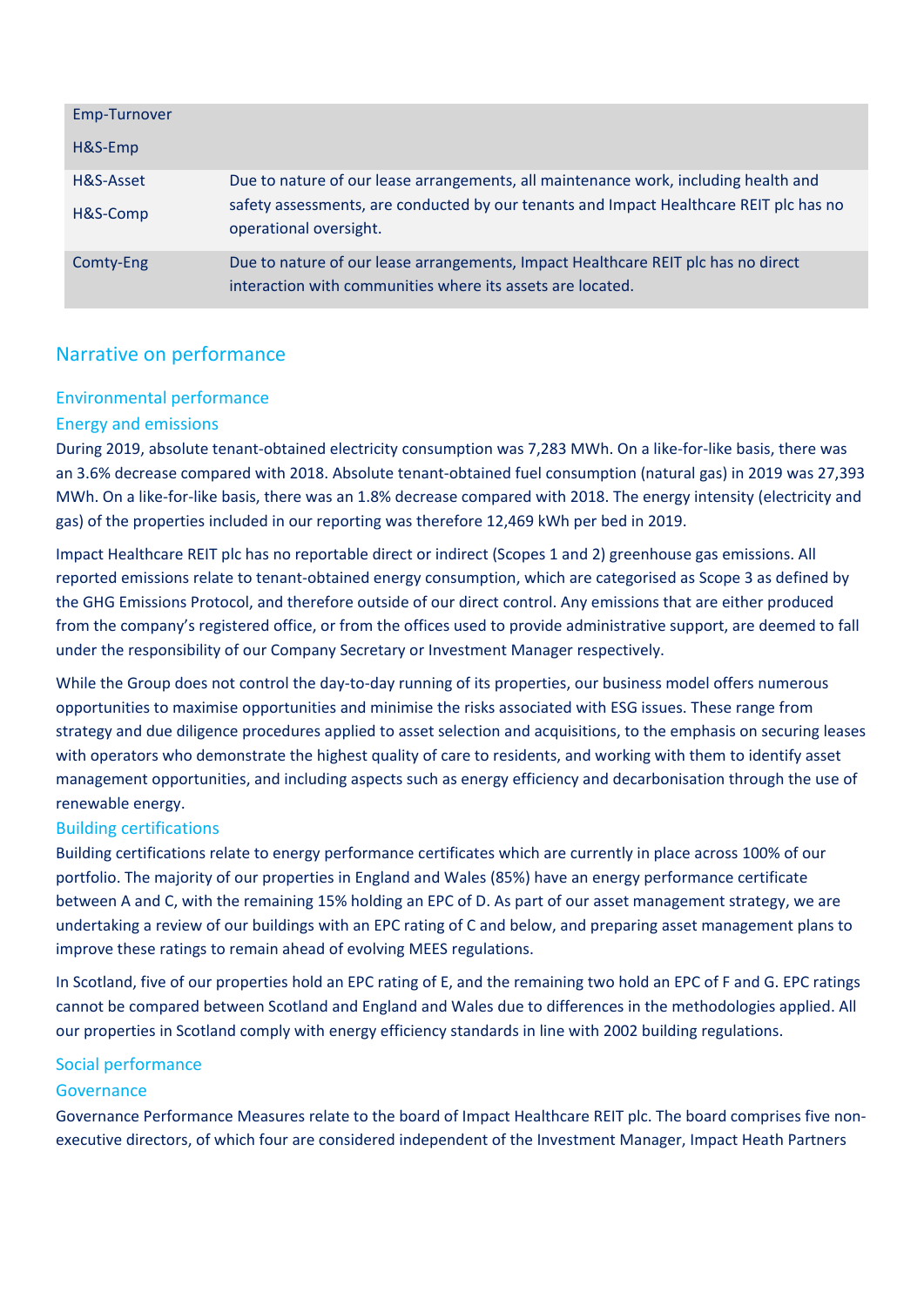| | |
|---|---|
| Emp-Turnover<br>H&S-Emp | |
| H&S-Asset<br>H&S-Comp | Due to nature of our lease arrangements, all maintenance work, including health and safety assessments, are conducted by our tenants and Impact Healthcare REIT plc has no operational oversight. |
| Comty-Eng | Due to nature of our lease arrangements, Impact Healthcare REIT plc has no direct interaction with communities where its assets are located. |

## Narrative on performance

### Environmental performance

#### Energy and emissions

During 2019, absolute tenant-obtained electricity consumption was 7,283 MWh. On a like-for-like basis, there was an 3.6% decrease compared with 2018. Absolute tenant-obtained fuel consumption (natural gas) in 2019 was 27,393 MWh. On a like-for-like basis, there was an 1.8% decrease compared with 2018. The energy intensity (electricity and gas) of the properties included in our reporting was therefore 12,469 kWh per bed in 2019.

Impact Healthcare REIT plc has no reportable direct or indirect (Scopes 1 and 2) greenhouse gas emissions. All reported emissions relate to tenant-obtained energy consumption, which are categorised as Scope 3 as defined by the GHG Emissions Protocol, and therefore outside of our direct control. Any emissions that are either produced from the company's registered office, or from the offices used to provide administrative support, are deemed to fall under the responsibility of our Company Secretary or Investment Manager respectively.

While the Group does not control the day-to-day running of its properties, our business model offers numerous opportunities to maximise opportunities and minimise the risks associated with ESG issues. These range from strategy and due diligence procedures applied to asset selection and acquisitions, to the emphasis on securing leases with operators who demonstrate the highest quality of care to residents, and working with them to identify asset management opportunities, and including aspects such as energy efficiency and decarbonisation through the use of renewable energy.

#### Building certifications

Building certifications relate to energy performance certificates which are currently in place across 100% of our portfolio. The majority of our properties in England and Wales (85%) have an energy performance certificate between A and C, with the remaining 15% holding an EPC of D. As part of our asset management strategy, we are undertaking a review of our buildings with an EPC rating of C and below, and preparing asset management plans to improve these ratings to remain ahead of evolving MEES regulations.

In Scotland, five of our properties hold an EPC rating of E, and the remaining two hold an EPC of F and G. EPC ratings cannot be compared between Scotland and England and Wales due to differences in the methodologies applied. All our properties in Scotland comply with energy efficiency standards in line with 2002 building regulations.

### Social performance

#### Governance

Governance Performance Measures relate to the board of Impact Healthcare REIT plc. The board comprises five non-executive directors, of which four are considered independent of the Investment Manager, Impact Heath Partners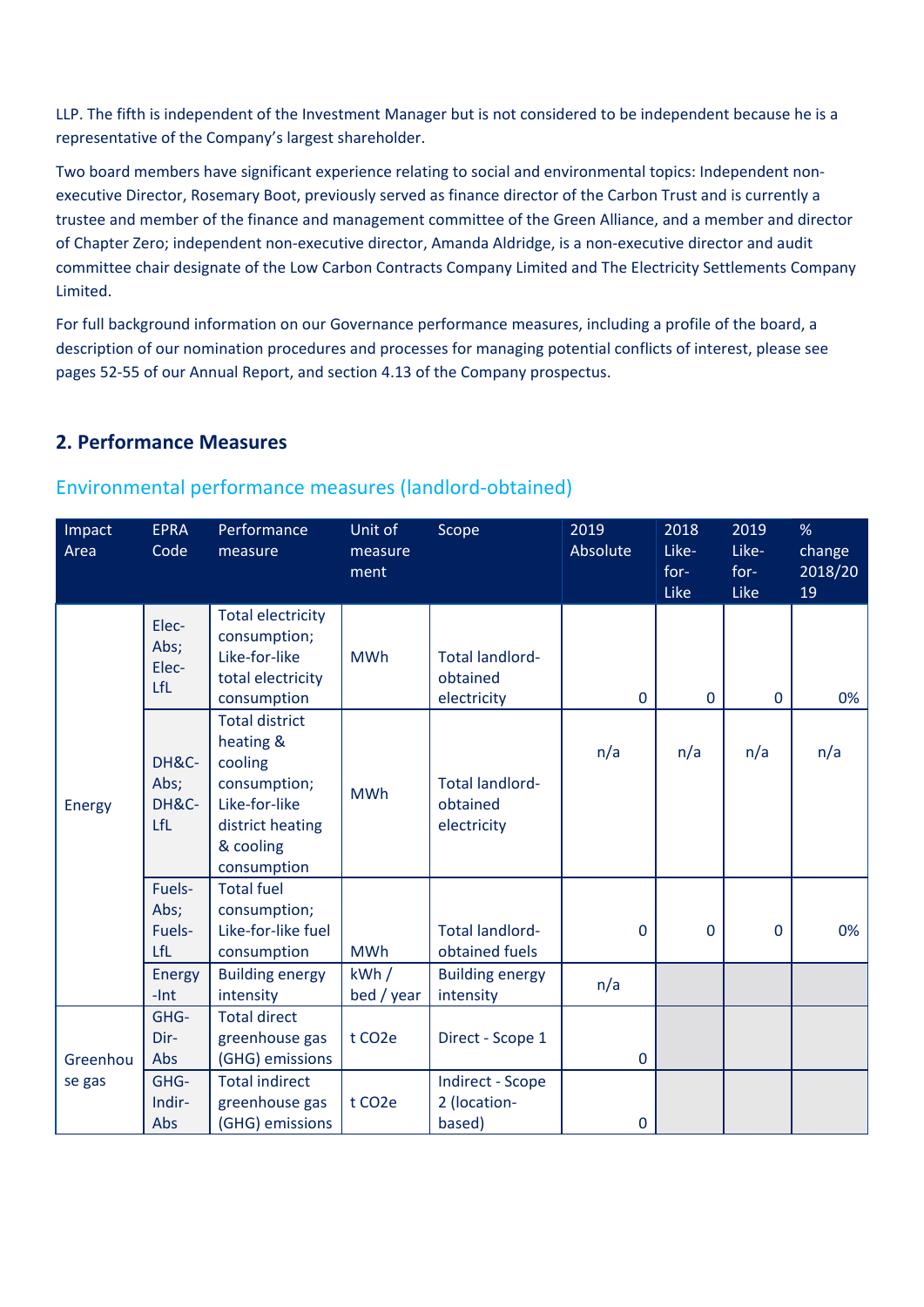LLP. The fifth is independent of the Investment Manager but is not considered to be independent because he is a representative of the Company's largest shareholder.

Two board members have significant experience relating to social and environmental topics: Independent non-executive Director, Rosemary Boot, previously served as finance director of the Carbon Trust and is currently a trustee and member of the finance and management committee of the Green Alliance, and a member and director of Chapter Zero; independent non-executive director, Amanda Aldridge, is a non-executive director and audit committee chair designate of the Low Carbon Contracts Company Limited and The Electricity Settlements Company Limited.

For full background information on our Governance performance measures, including a profile of the board, a description of our nomination procedures and processes for managing potential conflicts of interest, please see pages 52-55 of our Annual Report, and section 4.13 of the Company prospectus.

## 2. Performance Measures

### Environmental performance measures (landlord-obtained)

| Impact Area | EPRA Code | Performance measure | Unit of measurement | Scope | 2019 Absolute | 2018 Like-for-Like | 2019 Like-for-Like | % change 2018/2019 |
|---|---|---|---|---|---|---|---|---|
| Energy | Elec-Abs; Elec-LfL | Total electricity consumption; Like-for-like total electricity consumption | MWh | Total landlord-obtained electricity | 0 | 0 | 0 | 0% |
| | DH&C-Abs; DH&C-LfL | Total district heating & cooling consumption; Like-for-like district heating & cooling consumption | MWh | Total landlord-obtained electricity | n/a | n/a | n/a | n/a |
| | Fuels-Abs; Fuels-LfL | Total fuel consumption; Like-for-like fuel consumption | MWh | Total landlord-obtained fuels | 0 | 0 | 0 | 0% |
| | Energy-Int | Building energy intensity | kWh / bed / year | Building energy intensity | n/a | | | |
| Greenhouse gas | GHG-Dir-Abs | Total direct greenhouse gas (GHG) emissions | t CO2e | Direct - Scope 1 | 0 | | | |
| | GHG-Indir-Abs | Total indirect greenhouse gas (GHG) emissions | t CO2e | Indirect - Scope 2 (location-based) | 0 | | | |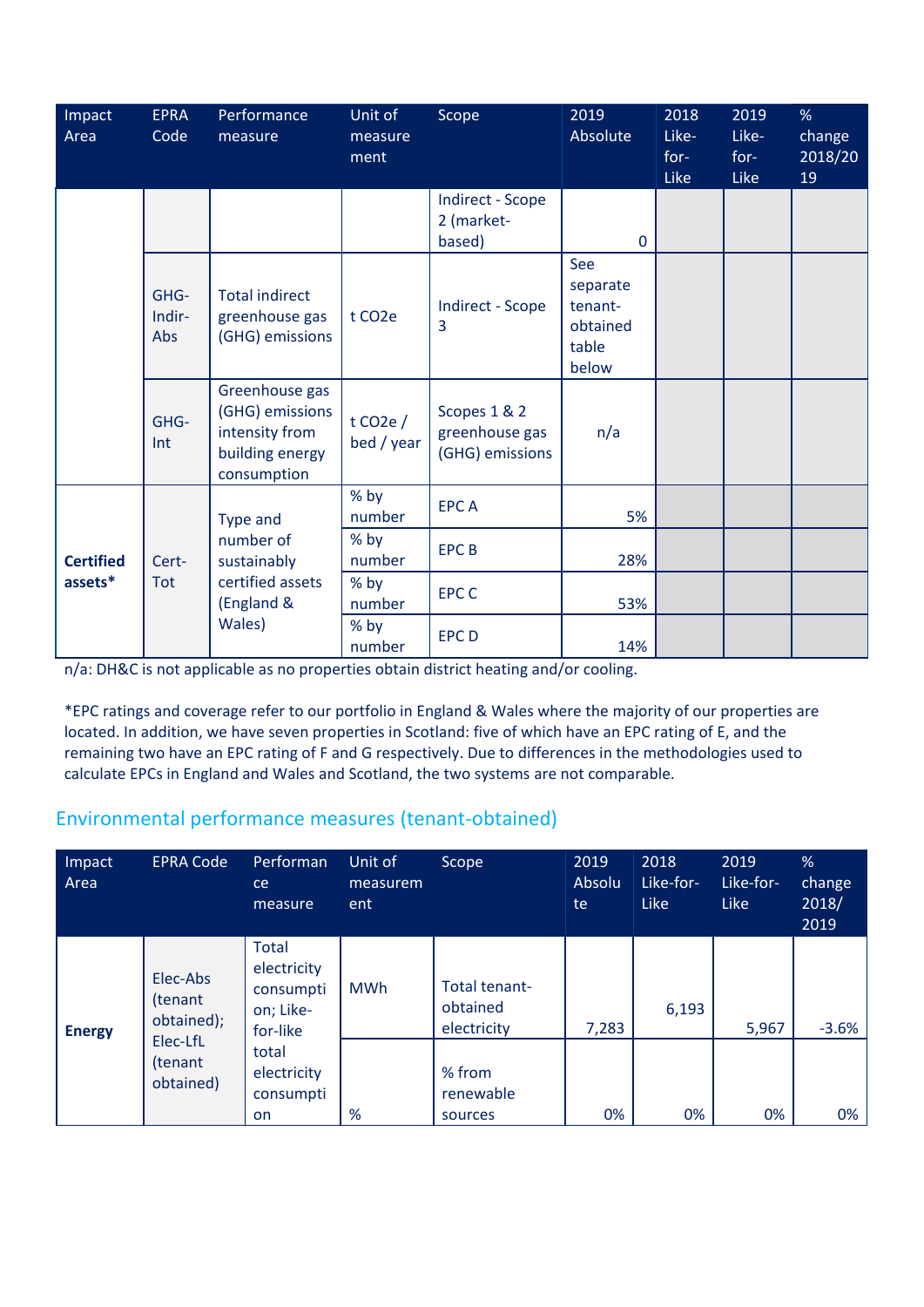| Impact Area | EPRA Code | Performance measure | Unit of measurement | Scope | 2019 Absolute | 2018 Like-for-Like | 2019 Like-for-Like | % change 2018/2019 |
|---|---|---|---|---|---|---|---|---|
| | | | | Indirect - Scope 2 (market-based) | 0 | | | |
| | GHG-Indir-Abs | Total indirect greenhouse gas (GHG) emissions | t $CO_2$e | Indirect - Scope 3 | See separate tenant-obtained table below | | | |
| | GHG-Int | Greenhouse gas (GHG) emissions intensity from building energy consumption | t $CO_2$e / bed / year | Scopes 1 & 2 greenhouse gas (GHG) emissions | n/a | | | |
| **Certified assets*** | Cert-Tot | Type and number of sustainably certified assets (England & Wales) | % by number | EPC A | 5% | | | |
| | | | % by number | EPC B | 28% | | | |
| | | | % by number | EPC C | 53% | | | |
| | | | % by number | EPC D | 14% | | | |

n/a: DH&C is not applicable as no properties obtain district heating and/or cooling.

*EPC ratings and coverage refer to our portfolio in England & Wales where the majority of our properties are located. In addition, we have seven properties in Scotland: five of which have an EPC rating of E, and the remaining two have an EPC rating of F and G respectively. Due to differences in the methodologies used to calculate EPCs in England and Wales and Scotland, the two systems are not comparable.

## Environmental performance measures (tenant-obtained)

| Impact Area | EPRA Code | Performance measure | Unit of measurement | Scope | 2019 Absolute | 2018 Like-for-Like | 2019 Like-for-Like | % change 2018/2019 |
|---|---|---|---|---|---|---|---|---|
| **Energy** | Elec-Abs (tenant obtained); Elec-LfL (tenant obtained) | Total electricity consumption; Like-for-like total electricity consumption | MWh | Total tenant-obtained electricity | 7,283 | 6,193 | 5,967 | -3.6% |
| | | | % | % from renewable sources | 0% | 0% | 0% | 0% |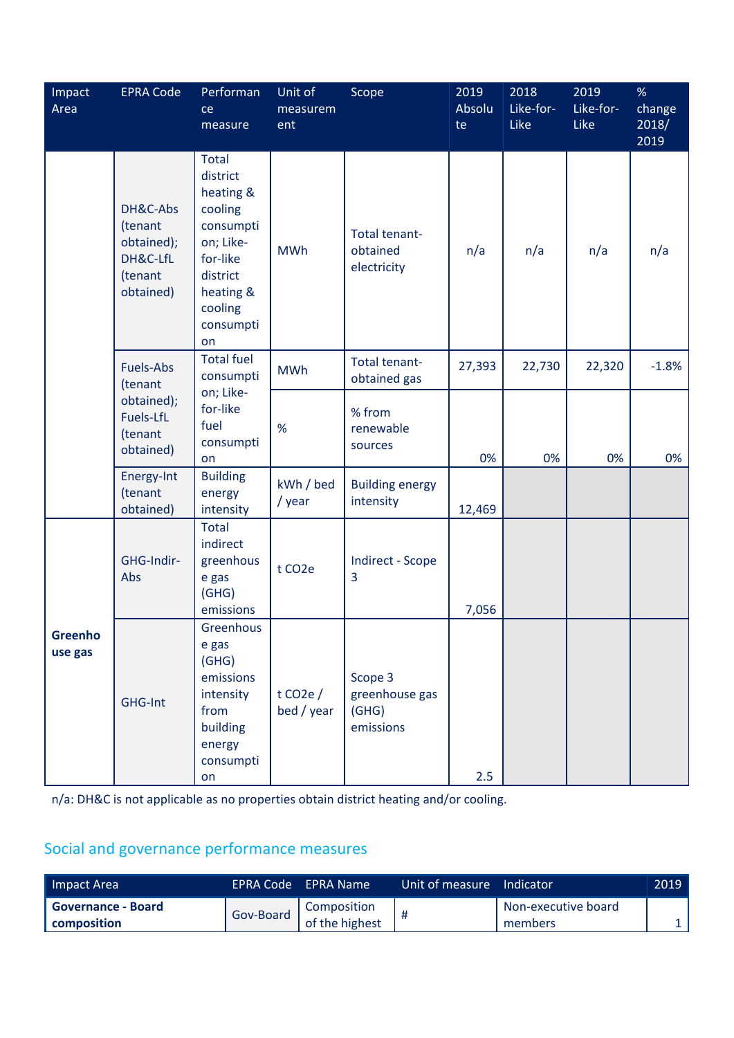| Impact Area | EPRA Code | Performance measure | Unit of measurement | Scope | 2019 Absolute | 2018 Like-for-Like | 2019 Like-for-Like | % change 2018/ 2019 |
|---|---|---|---|---|---|---|---|---|
| | DH&C-Abs (tenant obtained); DH&C-LfL (tenant obtained) | Total district heating & cooling consumption; Like-for-like district heating & cooling consumption | MWh | Total tenant-obtained electricity | n/a | n/a | n/a | n/a |
| | Fuels-Abs (tenant obtained); Fuels-LfL (tenant obtained) | Total fuel consumption; Like-for-like fuel consumption | MWh | Total tenant-obtained gas | 27,393 | 22,730 | 22,320 | -1.8% |
| | | | % | % from renewable sources | 0% | 0% | 0% | 0% |
| | Energy-Int (tenant obtained) | Building energy intensity | kWh / bed / year | Building energy intensity | 12,469 | | | |
| **Greenhouse gas** | GHG-Indir-Abs | Total indirect greenhouse gas (GHG) emissions | t $CO_2e$ | Indirect - Scope 3 | 7,056 | | | |
| | GHG-Int | Greenhouse gas (GHG) emissions intensity from building energy consumption | t $CO_2e$ / bed / year | Scope 3 greenhouse gas (GHG) emissions | 2.5 | | | |

n/a: DH&C is not applicable as no properties obtain district heating and/or cooling.

## Social and governance performance measures

| Impact Area | EPRA Code | EPRA Name | Unit of measure | Indicator | 2019 |
|---|---|---|---|---|---|
| **Governance - Board composition** | Gov-Board | Composition of the highest | # | Non-executive board members | 1 |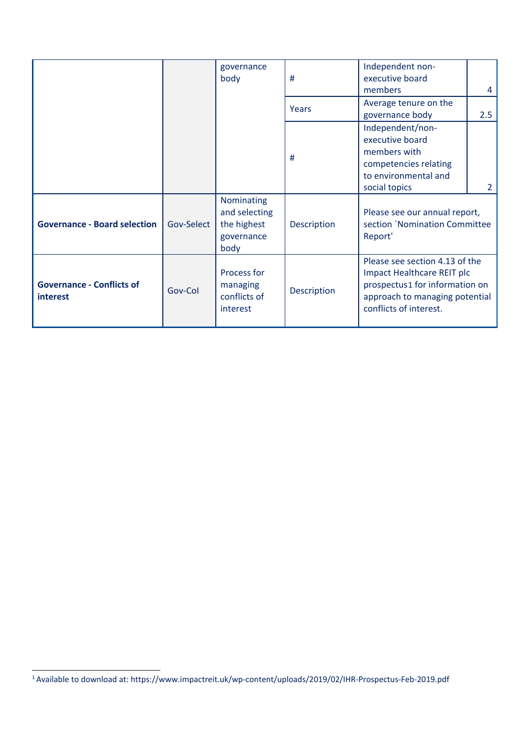| | | | | | |
|---|---|---|---|---|---|
| | | governance body | # | Independent non-executive board members | 4 |
| | | | Years | Average tenure on the governance body | 2.5 |
| | | | # | Independent/non-executive board members with competencies relating to environmental and social topics | 2 |
| **Governance - Board selection** | Gov-Select | Nominating and selecting the highest governance body | Description | Please see our annual report, section `Nomination Committee Report' | |
| **Governance - Conflicts of interest** | Gov-CoI | Process for managing conflicts of interest | Description | Please see section 4.13 of the Impact Healthcare REIT plc prospectus1 for information on approach to managing potential conflicts of interest. | |

[1] Available to download at: https://www.impactreit.uk/wp-content/uploads/2019/02/IHR-Prospectus-Feb-2019.pdf